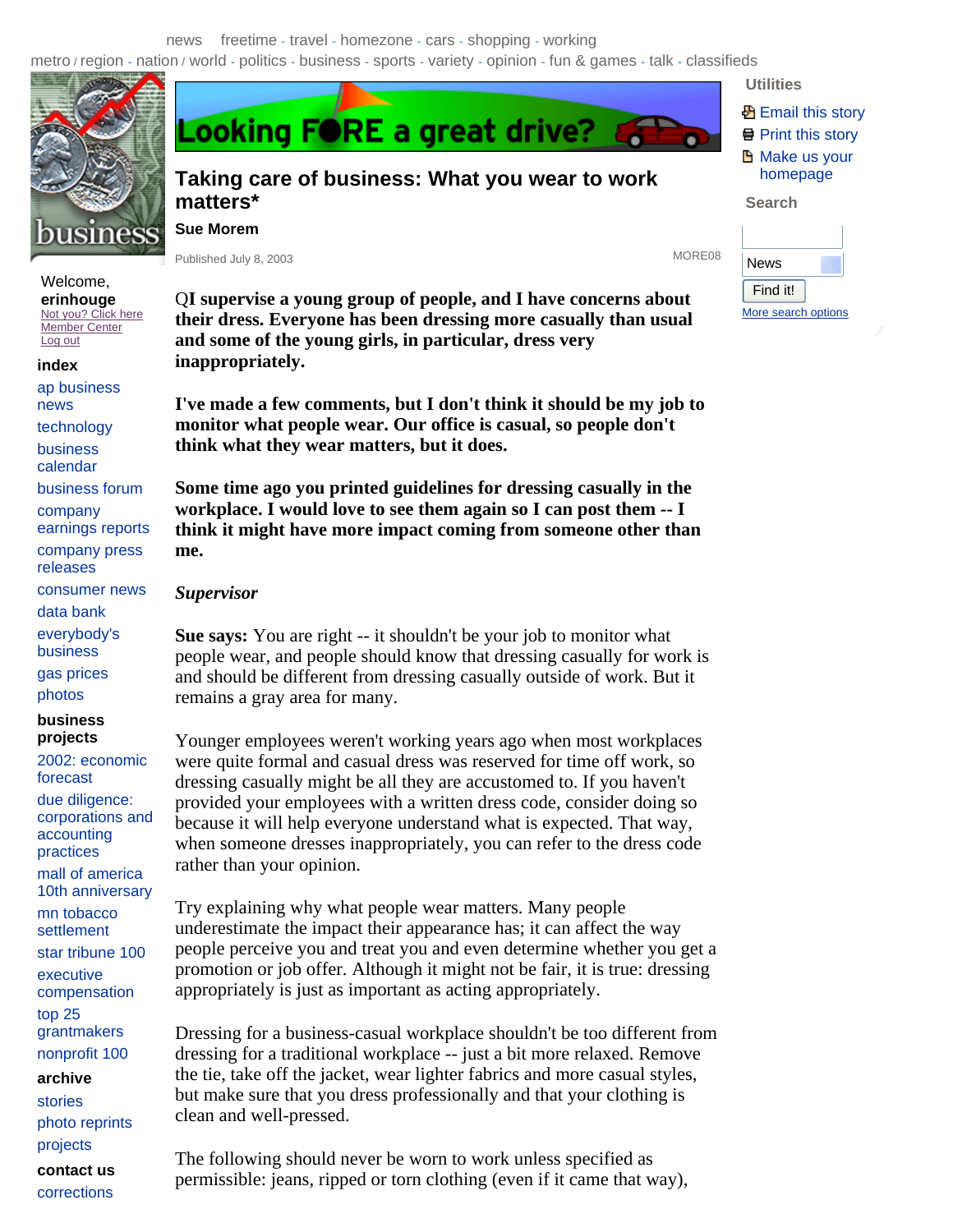# Taking care of business: What you wear to work matters*

**Sue Morem**

Published July 8, 2003

MORE08

**Q I supervise a young group of people, and I have concerns about their dress. Everyone has been dressing more casually than usual and some of the young girls, in particular, dress very inappropriately.**

**I've made a few comments, but I don't think it should be my job to monitor what people wear. Our office is casual, so people don't think what they wear matters, but it does.**

**Some time ago you printed guidelines for dressing casually in the workplace. I would love to see them again so I can post them -- I think it might have more impact coming from someone other than me.**

***Supervisor***

**Sue says:** You are right -- it shouldn't be your job to monitor what people wear, and people should know that dressing casually for work is and should be different from dressing casually outside of work. But it remains a gray area for many.

Younger employees weren't working years ago when most workplaces were quite formal and casual dress was reserved for time off work, so dressing casually might be all they are accustomed to. If you haven't provided your employees with a written dress code, consider doing so because it will help everyone understand what is expected. That way, when someone dresses inappropriately, you can refer to the dress code rather than your opinion.

Try explaining why what people wear matters. Many people underestimate the impact their appearance has; it can affect the way people perceive you and treat you and even determine whether you get a promotion or job offer. Although it might not be fair, it is true: dressing appropriately is just as important as acting appropriately.

Dressing for a business-casual workplace shouldn't be too different from dressing for a traditional workplace -- just a bit more relaxed. Remove the tie, take off the jacket, wear lighter fabrics and more casual styles, but make sure that you dress professionally and that your clothing is clean and well-pressed.

The following should never be worn to work unless specified as permissible: jeans, ripped or torn clothing (even if it came that way),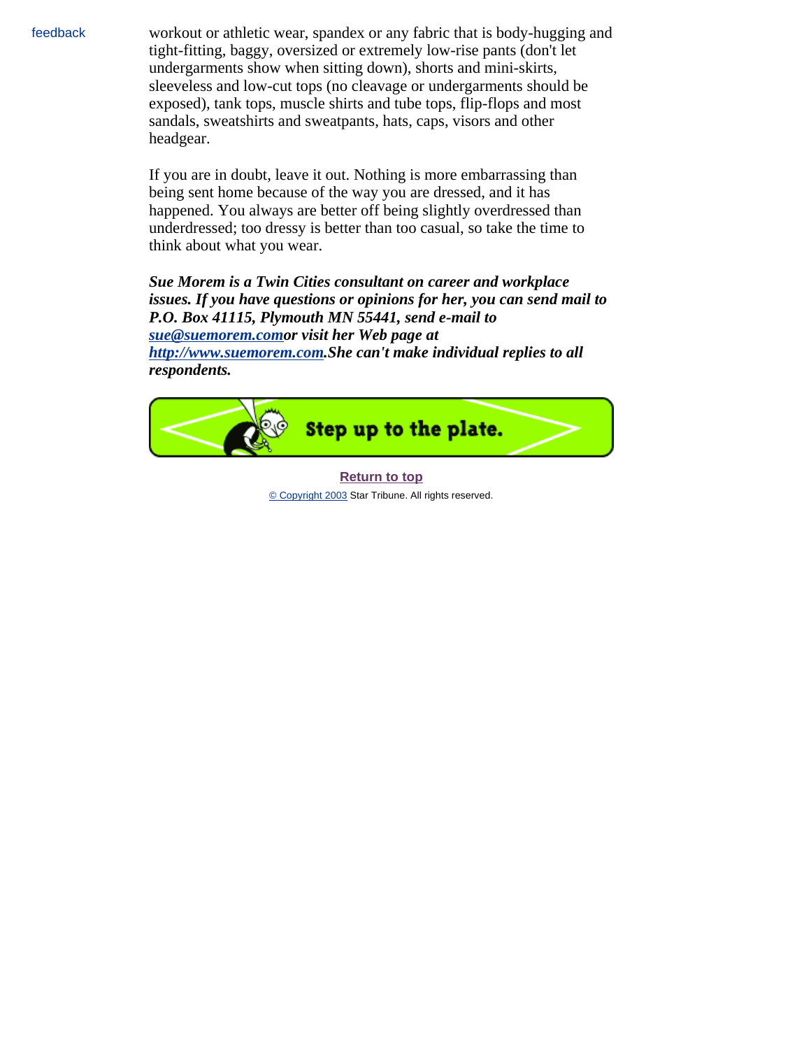feedback

workout or athletic wear, spandex or any fabric that is body-hugging and tight-fitting, baggy, oversized or extremely low-rise pants (don't let undergarments show when sitting down), shorts and mini-skirts, sleeveless and low-cut tops (no cleavage or undergarments should be exposed), tank tops, muscle shirts and tube tops, flip-flops and most sandals, sweatshirts and sweatpants, hats, caps, visors and other headgear.

If you are in doubt, leave it out. Nothing is more embarrassing than being sent home because of the way you are dressed, and it has happened. You always are better off being slightly overdressed than underdressed; too dressy is better than too casual, so take the time to think about what you wear.

***Sue Morem is a Twin Cities consultant on career and workplace issues. If you have questions or opinions for her, you can send mail to P.O. Box 41115, Plymouth MN 55441, send e-mail to sue@suemorem.comor visit her Web page at http://www.suemorem.com.She can't make individual replies to all respondents.***

Step up to the plate.

**Return to top**

© Copyright 2003 Star Tribune. All rights reserved.